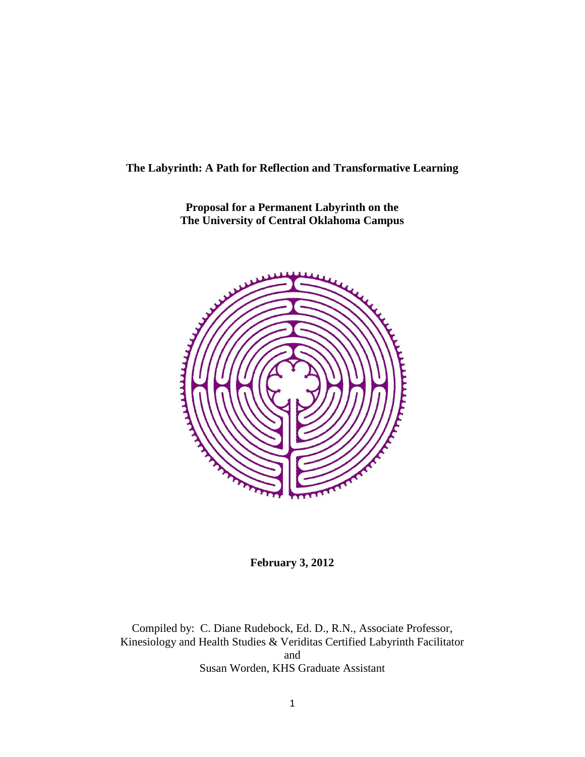# The Labyrinth: A Path for Reflection and Transformative Learning

**Proposal for a Permanent Labyrinth on the**
**The University of Central Oklahoma Campus**

**February 3, 2012**

Compiled by: C. Diane Rudebock, Ed. D., R.N., Associate Professor, Kinesiology and Health Studies & Veriditas Certified Labyrinth Facilitator

and

Susan Worden, KHS Graduate Assistant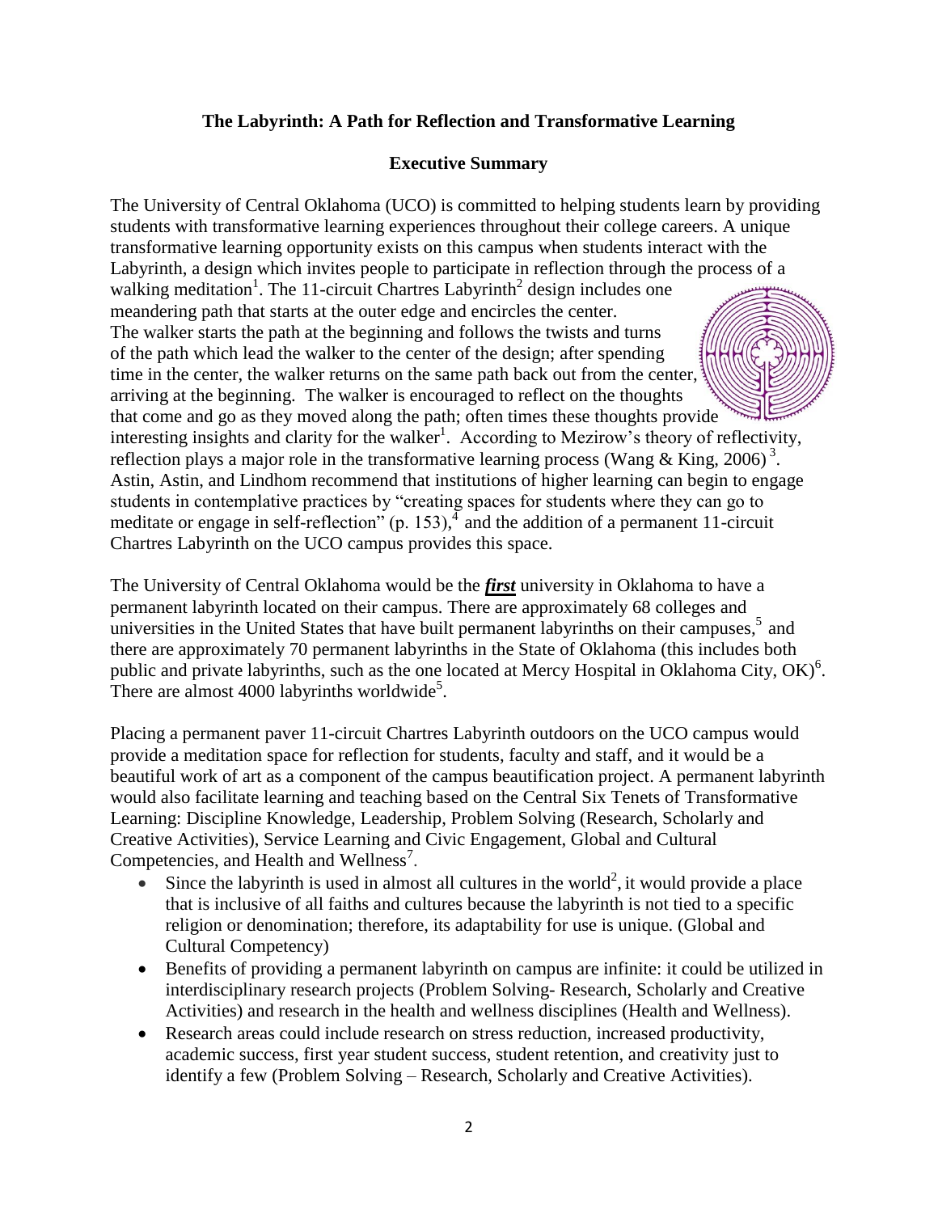**The Labyrinth: A Path for Reflection and Transformative Learning**

**Executive Summary**

The University of Central Oklahoma (UCO) is committed to helping students learn by providing students with transformative learning experiences throughout their college careers. A unique transformative learning opportunity exists on this campus when students interact with the Labyrinth, a design which invites people to participate in reflection through the process of a walking meditation[1]. The 11-circuit Chartres Labyrinth[2] design includes one meandering path that starts at the outer edge and encircles the center. The walker starts the path at the beginning and follows the twists and turns of the path which lead the walker to the center of the design; after spending time in the center, the walker returns on the same path back out from the center, arriving at the beginning. The walker is encouraged to reflect on the thoughts that come and go as they moved along the path; often times these thoughts provide interesting insights and clarity for the walker[1]. According to Mezirow's theory of reflectivity, reflection plays a major role in the transformative learning process (Wang & King, 2006)[3]. Astin, Astin, and Lindhom recommend that institutions of higher learning can begin to engage students in contemplative practices by "creating spaces for students where they can go to meditate or engage in self-reflection" (p. 153),[4] and the addition of a permanent 11-circuit Chartres Labyrinth on the UCO campus provides this space.

The University of Central Oklahoma would be the ***first*** university in Oklahoma to have a permanent labyrinth located on their campus. There are approximately 68 colleges and universities in the United States that have built permanent labyrinths on their campuses,[5] and there are approximately 70 permanent labyrinths in the State of Oklahoma (this includes both public and private labyrinths, such as the one located at Mercy Hospital in Oklahoma City, OK)[6]. There are almost 4000 labyrinths worldwide[5].

Placing a permanent paver 11-circuit Chartres Labyrinth outdoors on the UCO campus would provide a meditation space for reflection for students, faculty and staff, and it would be a beautiful work of art as a component of the campus beautification project. A permanent labyrinth would also facilitate learning and teaching based on the Central Six Tenets of Transformative Learning: Discipline Knowledge, Leadership, Problem Solving (Research, Scholarly and Creative Activities), Service Learning and Civic Engagement, Global and Cultural Competencies, and Health and Wellness[7].

- Since the labyrinth is used in almost all cultures in the world[2], it would provide a place that is inclusive of all faiths and cultures because the labyrinth is not tied to a specific religion or denomination; therefore, its adaptability for use is unique. (Global and Cultural Competency)
- Benefits of providing a permanent labyrinth on campus are infinite: it could be utilized in interdisciplinary research projects (Problem Solving- Research, Scholarly and Creative Activities) and research in the health and wellness disciplines (Health and Wellness).
- Research areas could include research on stress reduction, increased productivity, academic success, first year student success, student retention, and creativity just to identify a few (Problem Solving – Research, Scholarly and Creative Activities).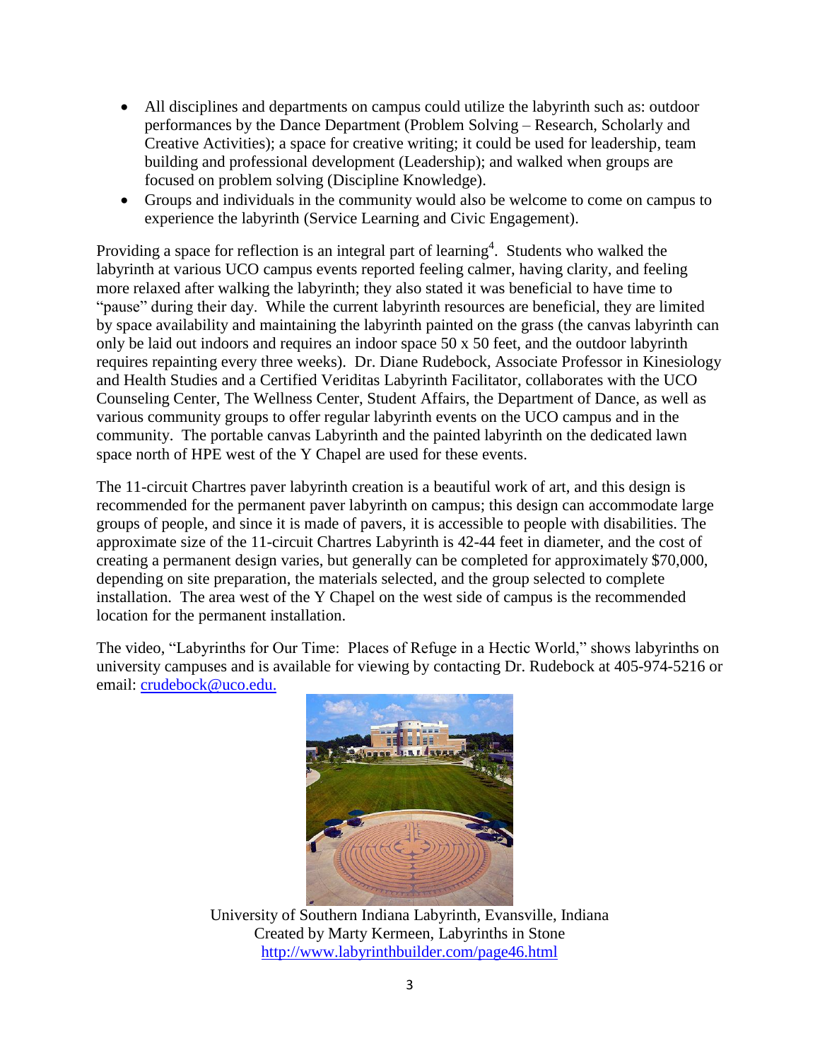- All disciplines and departments on campus could utilize the labyrinth such as: outdoor performances by the Dance Department (Problem Solving – Research, Scholarly and Creative Activities); a space for creative writing; it could be used for leadership, team building and professional development (Leadership); and walked when groups are focused on problem solving (Discipline Knowledge).
- Groups and individuals in the community would also be welcome to come on campus to experience the labyrinth (Service Learning and Civic Engagement).

Providing a space for reflection is an integral part of learning[4]. Students who walked the labyrinth at various UCO campus events reported feeling calmer, having clarity, and feeling more relaxed after walking the labyrinth; they also stated it was beneficial to have time to "pause" during their day. While the current labyrinth resources are beneficial, they are limited by space availability and maintaining the labyrinth painted on the grass (the canvas labyrinth can only be laid out indoors and requires an indoor space 50 x 50 feet, and the outdoor labyrinth requires repainting every three weeks). Dr. Diane Rudebock, Associate Professor in Kinesiology and Health Studies and a Certified Veriditas Labyrinth Facilitator, collaborates with the UCO Counseling Center, The Wellness Center, Student Affairs, the Department of Dance, as well as various community groups to offer regular labyrinth events on the UCO campus and in the community. The portable canvas Labyrinth and the painted labyrinth on the dedicated lawn space north of HPE west of the Y Chapel are used for these events.

The 11-circuit Chartres paver labyrinth creation is a beautiful work of art, and this design is recommended for the permanent paver labyrinth on campus; this design can accommodate large groups of people, and since it is made of pavers, it is accessible to people with disabilities. The approximate size of the 11-circuit Chartres Labyrinth is 42-44 feet in diameter, and the cost of creating a permanent design varies, but generally can be completed for approximately $70,000, depending on site preparation, the materials selected, and the group selected to complete installation. The area west of the Y Chapel on the west side of campus is the recommended location for the permanent installation.

The video, "Labyrinths for Our Time: Places of Refuge in a Hectic World," shows labyrinths on university campuses and is available for viewing by contacting Dr. Rudebock at 405-974-5216 or email: crudebock@uco.edu.

University of Southern Indiana Labyrinth, Evansville, Indiana
Created by Marty Kermeen, Labyrinths in Stone
http://www.labyrinthbuilder.com/page46.html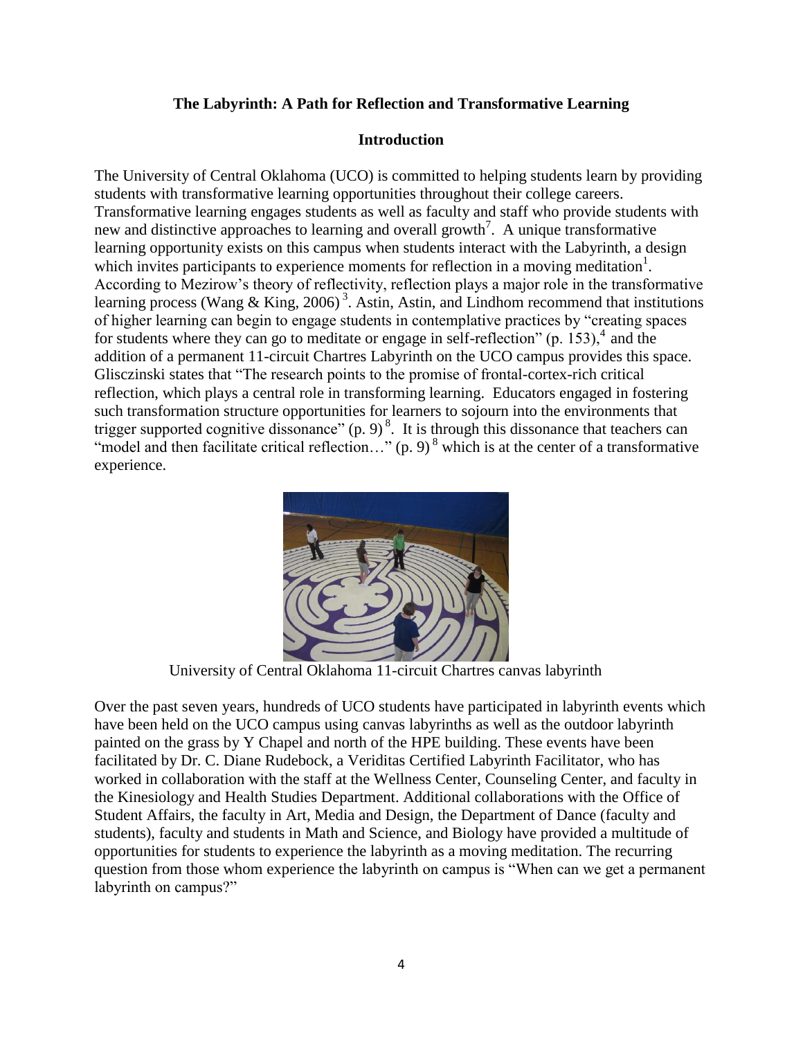**The Labyrinth: A Path for Reflection and Transformative Learning**

**Introduction**

The University of Central Oklahoma (UCO) is committed to helping students learn by providing students with transformative learning opportunities throughout their college careers. Transformative learning engages students as well as faculty and staff who provide students with new and distinctive approaches to learning and overall growth[7]. A unique transformative learning opportunity exists on this campus when students interact with the Labyrinth, a design which invites participants to experience moments for reflection in a moving meditation[1]. According to Mezirow's theory of reflectivity, reflection plays a major role in the transformative learning process (Wang & King, 2006)[3]. Astin, Astin, and Lindhom recommend that institutions of higher learning can begin to engage students in contemplative practices by "creating spaces for students where they can go to meditate or engage in self-reflection" (p. 153),[4] and the addition of a permanent 11-circuit Chartres Labyrinth on the UCO campus provides this space. Glisczinski states that "The research points to the promise of frontal-cortex-rich critical reflection, which plays a central role in transforming learning. Educators engaged in fostering such transformation structure opportunities for learners to sojourn into the environments that trigger supported cognitive dissonance" (p. 9)[8]. It is through this dissonance that teachers can "model and then facilitate critical reflection…" (p. 9)[8] which is at the center of a transformative experience.

University of Central Oklahoma 11-circuit Chartres canvas labyrinth

Over the past seven years, hundreds of UCO students have participated in labyrinth events which have been held on the UCO campus using canvas labyrinths as well as the outdoor labyrinth painted on the grass by Y Chapel and north of the HPE building. These events have been facilitated by Dr. C. Diane Rudebock, a Veriditas Certified Labyrinth Facilitator, who has worked in collaboration with the staff at the Wellness Center, Counseling Center, and faculty in the Kinesiology and Health Studies Department. Additional collaborations with the Office of Student Affairs, the faculty in Art, Media and Design, the Department of Dance (faculty and students), faculty and students in Math and Science, and Biology have provided a multitude of opportunities for students to experience the labyrinth as a moving meditation. The recurring question from those whom experience the labyrinth on campus is "When can we get a permanent labyrinth on campus?"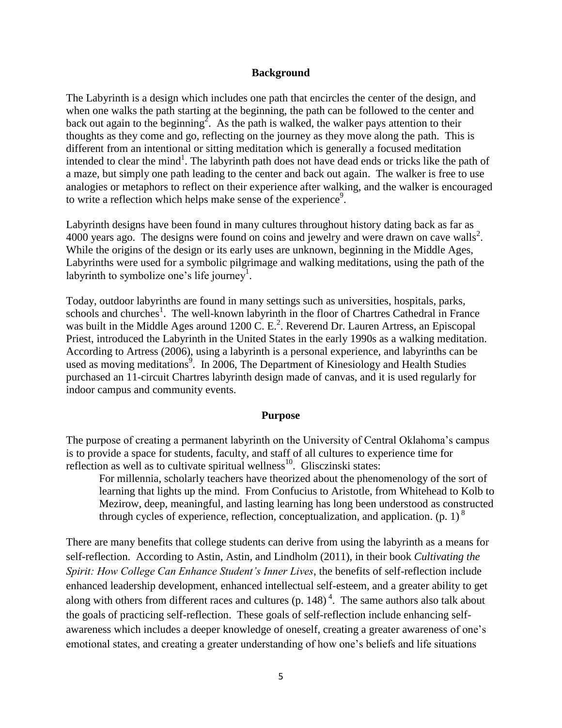## Background

The Labyrinth is a design which includes one path that encircles the center of the design, and when one walks the path starting at the beginning, the path can be followed to the center and back out again to the beginning[2]. As the path is walked, the walker pays attention to their thoughts as they come and go, reflecting on the journey as they move along the path. This is different from an intentional or sitting meditation which is generally a focused meditation intended to clear the mind[1]. The labyrinth path does not have dead ends or tricks like the path of a maze, but simply one path leading to the center and back out again. The walker is free to use analogies or metaphors to reflect on their experience after walking, and the walker is encouraged to write a reflection which helps make sense of the experience[9].

Labyrinth designs have been found in many cultures throughout history dating back as far as 4000 years ago. The designs were found on coins and jewelry and were drawn on cave walls[2]. While the origins of the design or its early uses are unknown, beginning in the Middle Ages, Labyrinths were used for a symbolic pilgrimage and walking meditations, using the path of the labyrinth to symbolize one's life journey[1].

Today, outdoor labyrinths are found in many settings such as universities, hospitals, parks, schools and churches[1]. The well-known labyrinth in the floor of Chartres Cathedral in France was built in the Middle Ages around 1200 C. E.[2]. Reverend Dr. Lauren Artress, an Episcopal Priest, introduced the Labyrinth in the United States in the early 1990s as a walking meditation. According to Artress (2006), using a labyrinth is a personal experience, and labyrinths can be used as moving meditations[9]. In 2006, The Department of Kinesiology and Health Studies purchased an 11-circuit Chartres labyrinth design made of canvas, and it is used regularly for indoor campus and community events.

## Purpose

The purpose of creating a permanent labyrinth on the University of Central Oklahoma's campus is to provide a space for students, faculty, and staff of all cultures to experience time for reflection as well as to cultivate spiritual wellness[10]. Glisczinski states:

> For millennia, scholarly teachers have theorized about the phenomenology of the sort of learning that lights up the mind. From Confucius to Aristotle, from Whitehead to Kolb to Mezirow, deep, meaningful, and lasting learning has long been understood as constructed through cycles of experience, reflection, conceptualization, and application. (p. 1) [8]

There are many benefits that college students can derive from using the labyrinth as a means for self-reflection. According to Astin, Astin, and Lindholm (2011), in their book *Cultivating the Spirit: How College Can Enhance Student's Inner Lives*, the benefits of self-reflection include enhanced leadership development, enhanced intellectual self-esteem, and a greater ability to get along with others from different races and cultures (p. 148) [4]. The same authors also talk about the goals of practicing self-reflection. These goals of self-reflection include enhancing self-awareness which includes a deeper knowledge of oneself, creating a greater awareness of one's emotional states, and creating a greater understanding of how one's beliefs and life situations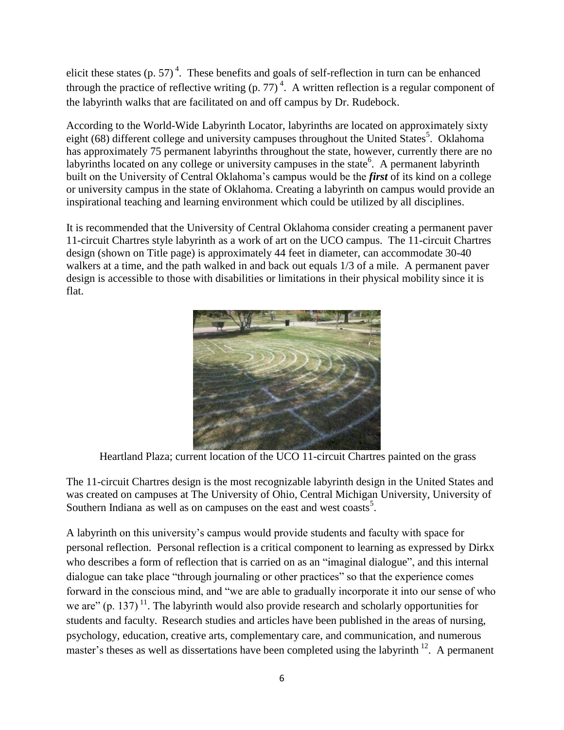elicit these states (p. 57) [4]. These benefits and goals of self-reflection in turn can be enhanced through the practice of reflective writing (p. 77) [4]. A written reflection is a regular component of the labyrinth walks that are facilitated on and off campus by Dr. Rudebock.

According to the World-Wide Labyrinth Locator, labyrinths are located on approximately sixty eight (68) different college and university campuses throughout the United States[5]. Oklahoma has approximately 75 permanent labyrinths throughout the state, however, currently there are no labyrinths located on any college or university campuses in the state[6]. A permanent labyrinth built on the University of Central Oklahoma's campus would be the ***first*** of its kind on a college or university campus in the state of Oklahoma. Creating a labyrinth on campus would provide an inspirational teaching and learning environment which could be utilized by all disciplines.

It is recommended that the University of Central Oklahoma consider creating a permanent paver 11-circuit Chartres style labyrinth as a work of art on the UCO campus. The 11-circuit Chartres design (shown on Title page) is approximately 44 feet in diameter, can accommodate 30-40 walkers at a time, and the path walked in and back out equals 1/3 of a mile. A permanent paver design is accessible to those with disabilities or limitations in their physical mobility since it is flat.

Heartland Plaza; current location of the UCO 11-circuit Chartres painted on the grass

The 11-circuit Chartres design is the most recognizable labyrinth design in the United States and was created on campuses at The University of Ohio, Central Michigan University, University of Southern Indiana as well as on campuses on the east and west coasts[5].

A labyrinth on this university's campus would provide students and faculty with space for personal reflection. Personal reflection is a critical component to learning as expressed by Dirkx who describes a form of reflection that is carried on as an "imaginal dialogue", and this internal dialogue can take place "through journaling or other practices" so that the experience comes forward in the conscious mind, and "we are able to gradually incorporate it into our sense of who we are" (p. 137) [11]. The labyrinth would also provide research and scholarly opportunities for students and faculty. Research studies and articles have been published in the areas of nursing, psychology, education, creative arts, complementary care, and communication, and numerous master's theses as well as dissertations have been completed using the labyrinth [12]. A permanent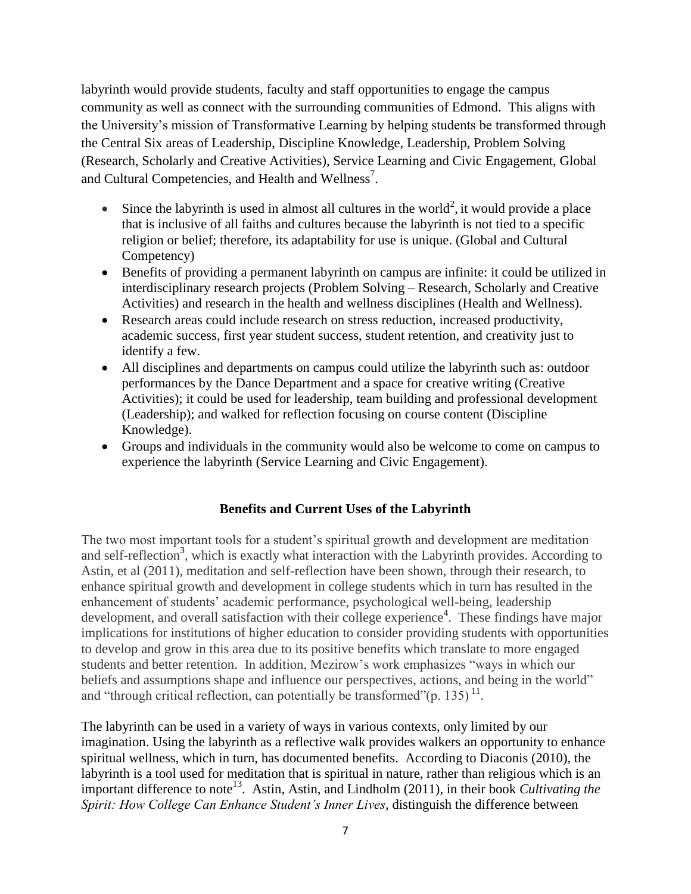labyrinth would provide students, faculty and staff opportunities to engage the campus community as well as connect with the surrounding communities of Edmond. This aligns with the University's mission of Transformative Learning by helping students be transformed through the Central Six areas of Leadership, Discipline Knowledge, Leadership, Problem Solving (Research, Scholarly and Creative Activities), Service Learning and Civic Engagement, Global and Cultural Competencies, and Health and Wellness[7].

- Since the labyrinth is used in almost all cultures in the world[2], it would provide a place that is inclusive of all faiths and cultures because the labyrinth is not tied to a specific religion or belief; therefore, its adaptability for use is unique. (Global and Cultural Competency)
- Benefits of providing a permanent labyrinth on campus are infinite: it could be utilized in interdisciplinary research projects (Problem Solving – Research, Scholarly and Creative Activities) and research in the health and wellness disciplines (Health and Wellness).
- Research areas could include research on stress reduction, increased productivity, academic success, first year student success, student retention, and creativity just to identify a few.
- All disciplines and departments on campus could utilize the labyrinth such as: outdoor performances by the Dance Department and a space for creative writing (Creative Activities); it could be used for leadership, team building and professional development (Leadership); and walked for reflection focusing on course content (Discipline Knowledge).
- Groups and individuals in the community would also be welcome to come on campus to experience the labyrinth (Service Learning and Civic Engagement).

## Benefits and Current Uses of the Labyrinth

The two most important tools for a student's spiritual growth and development are meditation and self-reflection[3], which is exactly what interaction with the Labyrinth provides. According to Astin, et al (2011), meditation and self-reflection have been shown, through their research, to enhance spiritual growth and development in college students which in turn has resulted in the enhancement of students' academic performance, psychological well-being, leadership development, and overall satisfaction with their college experience[4]. These findings have major implications for institutions of higher education to consider providing students with opportunities to develop and grow in this area due to its positive benefits which translate to more engaged students and better retention. In addition, Mezirow's work emphasizes "ways in which our beliefs and assumptions shape and influence our perspectives, actions, and being in the world" and "through critical reflection, can potentially be transformed"(p. 135) [11].

The labyrinth can be used in a variety of ways in various contexts, only limited by our imagination. Using the labyrinth as a reflective walk provides walkers an opportunity to enhance spiritual wellness, which in turn, has documented benefits. According to Diaconis (2010), the labyrinth is a tool used for meditation that is spiritual in nature, rather than religious which is an important difference to note[13]. Astin, Astin, and Lindholm (2011), in their book *Cultivating the Spirit: How College Can Enhance Student's Inner Lives*, distinguish the difference between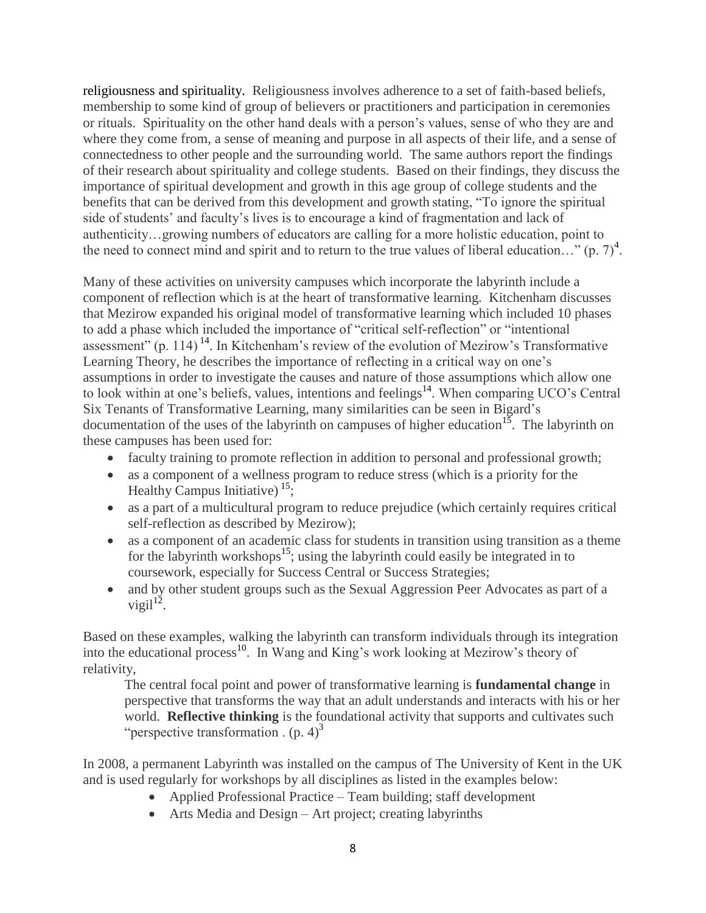religiousness and spirituality. Religiousness involves adherence to a set of faith-based beliefs, membership to some kind of group of believers or practitioners and participation in ceremonies or rituals. Spirituality on the other hand deals with a person's values, sense of who they are and where they come from, a sense of meaning and purpose in all aspects of their life, and a sense of connectedness to other people and the surrounding world. The same authors report the findings of their research about spirituality and college students. Based on their findings, they discuss the importance of spiritual development and growth in this age group of college students and the benefits that can be derived from this development and growth stating, "To ignore the spiritual side of students' and faculty's lives is to encourage a kind of fragmentation and lack of authenticity…growing numbers of educators are calling for a more holistic education, point to the need to connect mind and spirit and to return to the true values of liberal education…" (p. 7)[4].

Many of these activities on university campuses which incorporate the labyrinth include a component of reflection which is at the heart of transformative learning. Kitchenham discusses that Mezirow expanded his original model of transformative learning which included 10 phases to add a phase which included the importance of "critical self-reflection" or "intentional assessment" (p. 114) [14]. In Kitchenham's review of the evolution of Mezirow's Transformative Learning Theory, he describes the importance of reflecting in a critical way on one's assumptions in order to investigate the causes and nature of those assumptions which allow one to look within at one's beliefs, values, intentions and feelings[14]. When comparing UCO's Central Six Tenants of Transformative Learning, many similarities can be seen in Bigard's documentation of the uses of the labyrinth on campuses of higher education[15]. The labyrinth on these campuses has been used for:

- faculty training to promote reflection in addition to personal and professional growth;
- as a component of a wellness program to reduce stress (which is a priority for the Healthy Campus Initiative) [15];
- as a part of a multicultural program to reduce prejudice (which certainly requires critical self-reflection as described by Mezirow);
- as a component of an academic class for students in transition using transition as a theme for the labyrinth workshops[15]; using the labyrinth could easily be integrated in to coursework, especially for Success Central or Success Strategies;
- and by other student groups such as the Sexual Aggression Peer Advocates as part of a vigil[12].

Based on these examples, walking the labyrinth can transform individuals through its integration into the educational process[10]. In Wang and King's work looking at Mezirow's theory of relativity,

> The central focal point and power of transformative learning is **fundamental change** in perspective that transforms the way that an adult understands and interacts with his or her world. **Reflective thinking** is the foundational activity that supports and cultivates such "perspective transformation . (p. 4)[3]

In 2008, a permanent Labyrinth was installed on the campus of The University of Kent in the UK and is used regularly for workshops by all disciplines as listed in the examples below:

- Applied Professional Practice – Team building; staff development
- Arts Media and Design – Art project; creating labyrinths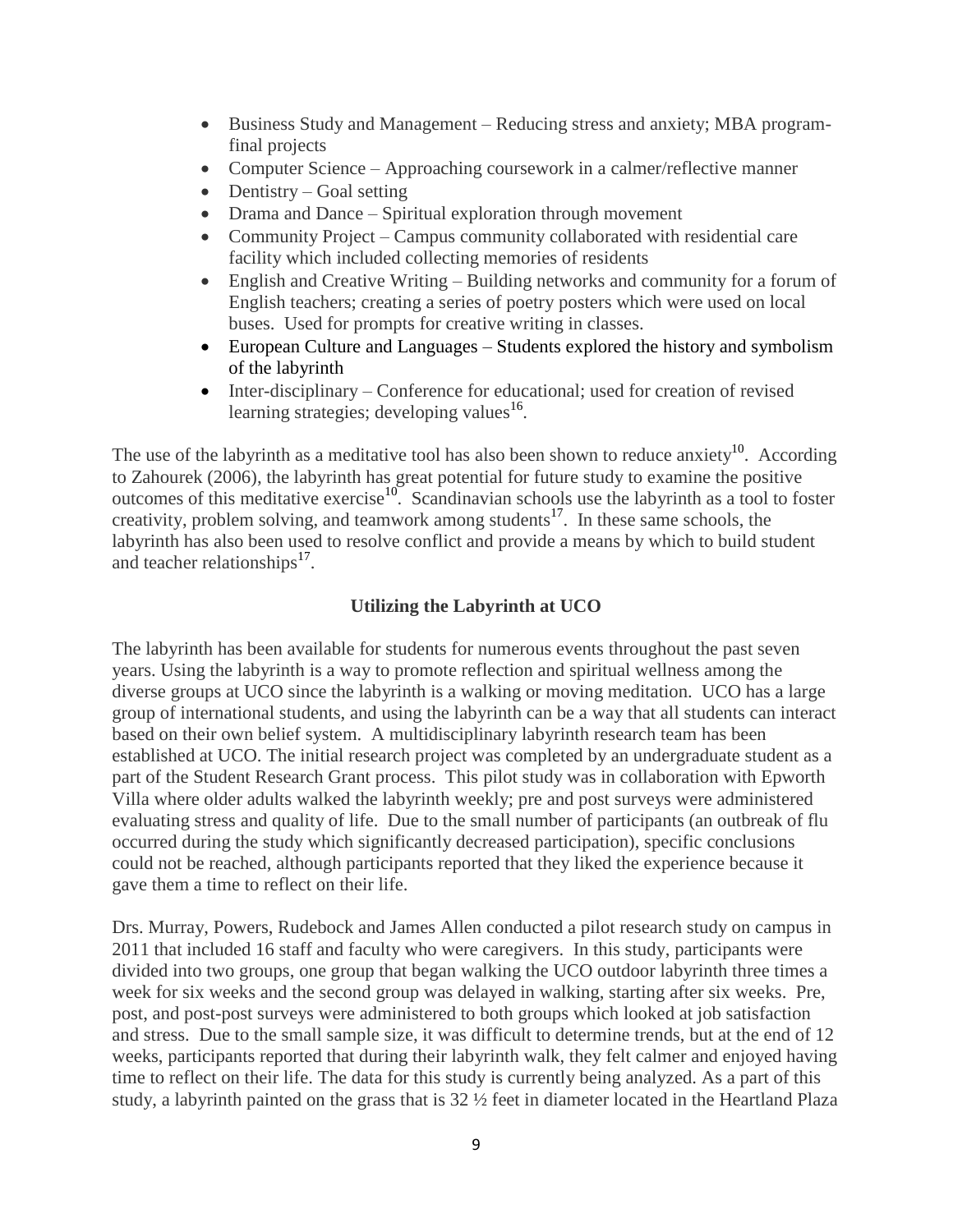- Business Study and Management – Reducing stress and anxiety; MBA program-final projects
- Computer Science – Approaching coursework in a calmer/reflective manner
- Dentistry – Goal setting
- Drama and Dance – Spiritual exploration through movement
- Community Project – Campus community collaborated with residential care facility which included collecting memories of residents
- English and Creative Writing – Building networks and community for a forum of English teachers; creating a series of poetry posters which were used on local buses. Used for prompts for creative writing in classes.
- European Culture and Languages – Students explored the history and symbolism of the labyrinth
- Inter-disciplinary – Conference for educational; used for creation of revised learning strategies; developing values[16].

The use of the labyrinth as a meditative tool has also been shown to reduce anxiety[10]. According to Zahourek (2006), the labyrinth has great potential for future study to examine the positive outcomes of this meditative exercise[10]. Scandinavian schools use the labyrinth as a tool to foster creativity, problem solving, and teamwork among students[17]. In these same schools, the labyrinth has also been used to resolve conflict and provide a means by which to build student and teacher relationships[17].

### Utilizing the Labyrinth at UCO

The labyrinth has been available for students for numerous events throughout the past seven years. Using the labyrinth is a way to promote reflection and spiritual wellness among the diverse groups at UCO since the labyrinth is a walking or moving meditation. UCO has a large group of international students, and using the labyrinth can be a way that all students can interact based on their own belief system. A multidisciplinary labyrinth research team has been established at UCO. The initial research project was completed by an undergraduate student as a part of the Student Research Grant process. This pilot study was in collaboration with Epworth Villa where older adults walked the labyrinth weekly; pre and post surveys were administered evaluating stress and quality of life. Due to the small number of participants (an outbreak of flu occurred during the study which significantly decreased participation), specific conclusions could not be reached, although participants reported that they liked the experience because it gave them a time to reflect on their life.

Drs. Murray, Powers, Rudebock and James Allen conducted a pilot research study on campus in 2011 that included 16 staff and faculty who were caregivers. In this study, participants were divided into two groups, one group that began walking the UCO outdoor labyrinth three times a week for six weeks and the second group was delayed in walking, starting after six weeks. Pre, post, and post-post surveys were administered to both groups which looked at job satisfaction and stress. Due to the small sample size, it was difficult to determine trends, but at the end of 12 weeks, participants reported that during their labyrinth walk, they felt calmer and enjoyed having time to reflect on their life. The data for this study is currently being analyzed. As a part of this study, a labyrinth painted on the grass that is 32 ½ feet in diameter located in the Heartland Plaza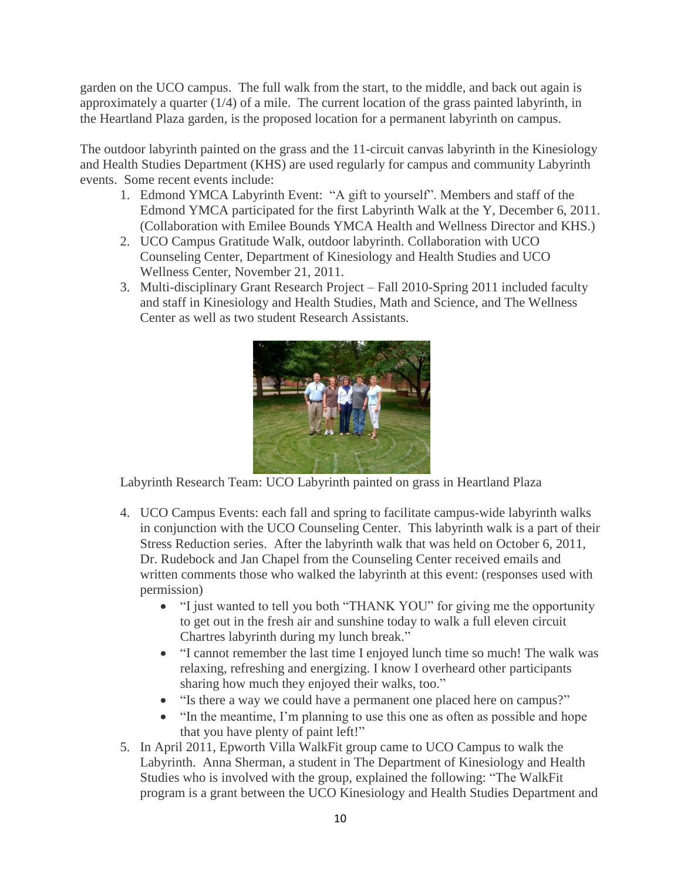garden on the UCO campus. The full walk from the start, to the middle, and back out again is approximately a quarter (1/4) of a mile. The current location of the grass painted labyrinth, in the Heartland Plaza garden, is the proposed location for a permanent labyrinth on campus.

The outdoor labyrinth painted on the grass and the 11-circuit canvas labyrinth in the Kinesiology and Health Studies Department (KHS) are used regularly for campus and community Labyrinth events. Some recent events include:

1. Edmond YMCA Labyrinth Event: "A gift to yourself". Members and staff of the Edmond YMCA participated for the first Labyrinth Walk at the Y, December 6, 2011. (Collaboration with Emilee Bounds YMCA Health and Wellness Director and KHS.)
2. UCO Campus Gratitude Walk, outdoor labyrinth. Collaboration with UCO Counseling Center, Department of Kinesiology and Health Studies and UCO Wellness Center, November 21, 2011.
3. Multi-disciplinary Grant Research Project – Fall 2010-Spring 2011 included faculty and staff in Kinesiology and Health Studies, Math and Science, and The Wellness Center as well as two student Research Assistants.

Labyrinth Research Team: UCO Labyrinth painted on grass in Heartland Plaza

4. UCO Campus Events: each fall and spring to facilitate campus-wide labyrinth walks in conjunction with the UCO Counseling Center. This labyrinth walk is a part of their Stress Reduction series. After the labyrinth walk that was held on October 6, 2011, Dr. Rudebock and Jan Chapel from the Counseling Center received emails and written comments those who walked the labyrinth at this event: (responses used with permission)
   - "I just wanted to tell you both "THANK YOU" for giving me the opportunity to get out in the fresh air and sunshine today to walk a full eleven circuit Chartres labyrinth during my lunch break."
   - "I cannot remember the last time I enjoyed lunch time so much! The walk was relaxing, refreshing and energizing. I know I overheard other participants sharing how much they enjoyed their walks, too."
   - "Is there a way we could have a permanent one placed here on campus?"
   - "In the meantime, I'm planning to use this one as often as possible and hope that you have plenty of paint left!"
5. In April 2011, Epworth Villa WalkFit group came to UCO Campus to walk the Labyrinth. Anna Sherman, a student in The Department of Kinesiology and Health Studies who is involved with the group, explained the following: "The WalkFit program is a grant between the UCO Kinesiology and Health Studies Department and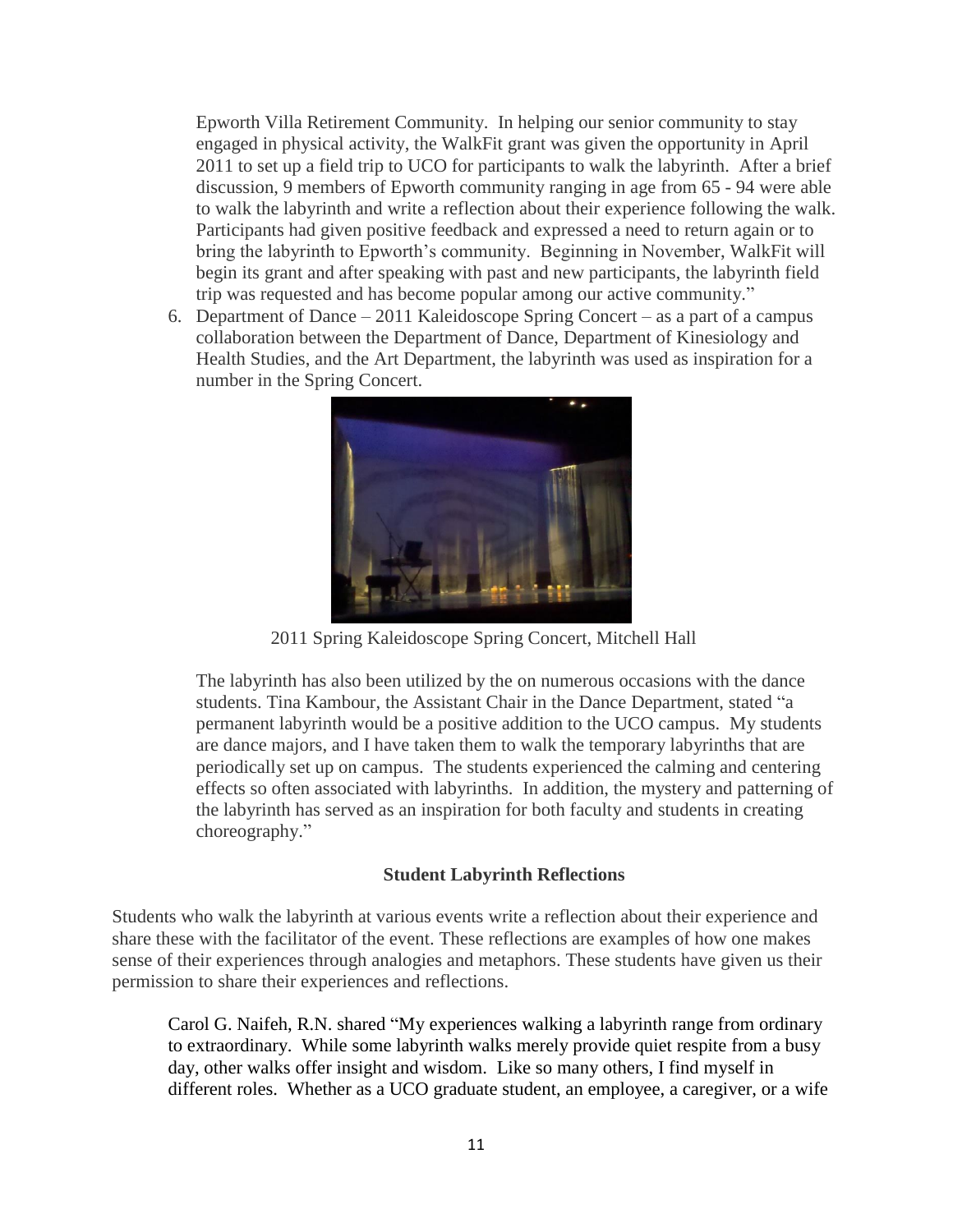Epworth Villa Retirement Community. In helping our senior community to stay engaged in physical activity, the WalkFit grant was given the opportunity in April 2011 to set up a field trip to UCO for participants to walk the labyrinth. After a brief discussion, 9 members of Epworth community ranging in age from 65 - 94 were able to walk the labyrinth and write a reflection about their experience following the walk. Participants had given positive feedback and expressed a need to return again or to bring the labyrinth to Epworth's community. Beginning in November, WalkFit will begin its grant and after speaking with past and new participants, the labyrinth field trip was requested and has become popular among our active community."

6. Department of Dance – 2011 Kaleidoscope Spring Concert – as a part of a campus collaboration between the Department of Dance, Department of Kinesiology and Health Studies, and the Art Department, the labyrinth was used as inspiration for a number in the Spring Concert.

2011 Spring Kaleidoscope Spring Concert, Mitchell Hall

The labyrinth has also been utilized by the on numerous occasions with the dance students. Tina Kambour, the Assistant Chair in the Dance Department, stated "a permanent labyrinth would be a positive addition to the UCO campus. My students are dance majors, and I have taken them to walk the temporary labyrinths that are periodically set up on campus. The students experienced the calming and centering effects so often associated with labyrinths. In addition, the mystery and patterning of the labyrinth has served as an inspiration for both faculty and students in creating choreography."

### Student Labyrinth Reflections

Students who walk the labyrinth at various events write a reflection about their experience and share these with the facilitator of the event. These reflections are examples of how one makes sense of their experiences through analogies and metaphors. These students have given us their permission to share their experiences and reflections.

Carol G. Naifeh, R.N. shared "My experiences walking a labyrinth range from ordinary to extraordinary. While some labyrinth walks merely provide quiet respite from a busy day, other walks offer insight and wisdom. Like so many others, I find myself in different roles. Whether as a UCO graduate student, an employee, a caregiver, or a wife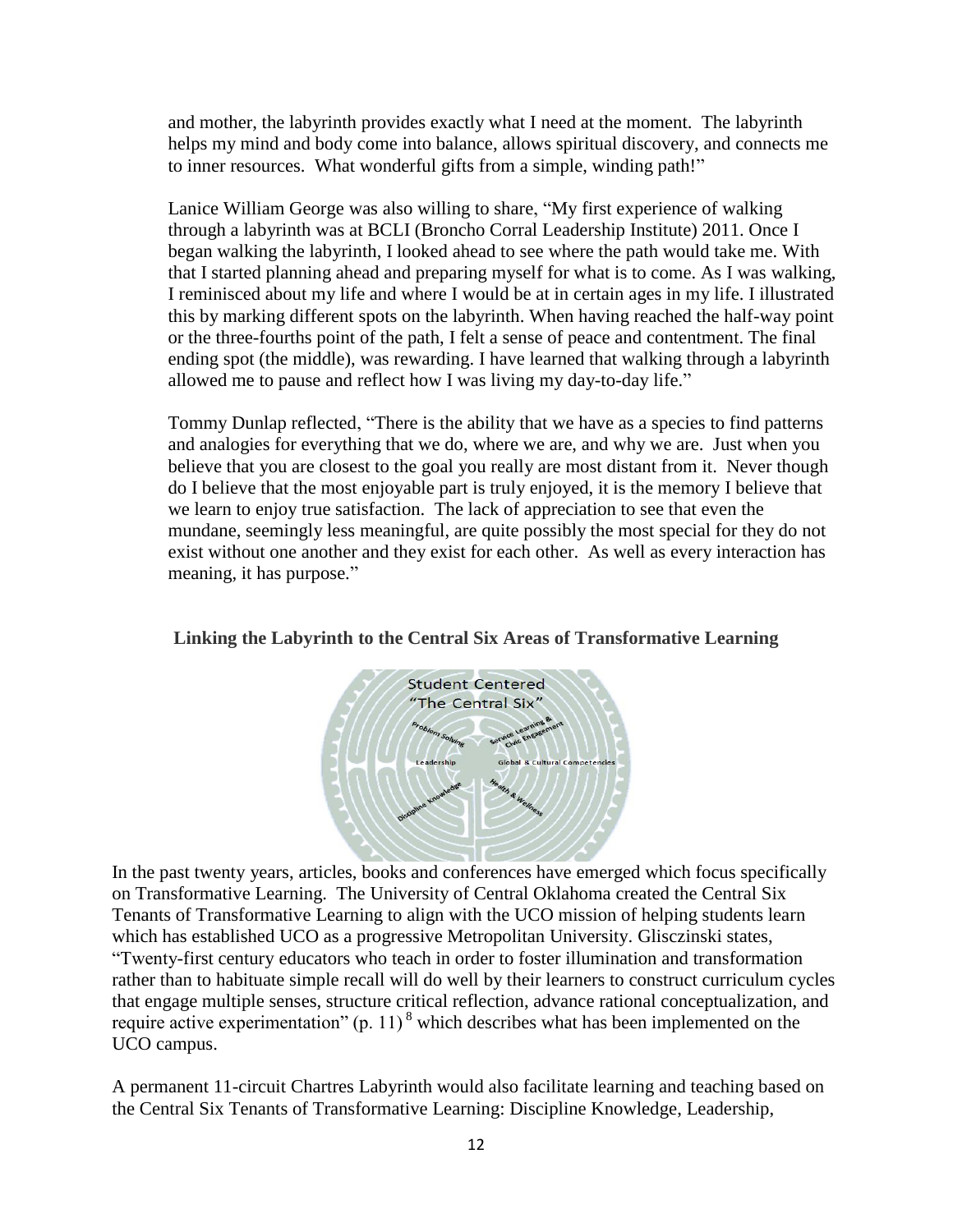and mother, the labyrinth provides exactly what I need at the moment. The labyrinth helps my mind and body come into balance, allows spiritual discovery, and connects me to inner resources. What wonderful gifts from a simple, winding path!"

Lanice William George was also willing to share, "My first experience of walking through a labyrinth was at BCLI (Broncho Corral Leadership Institute) 2011. Once I began walking the labyrinth, I looked ahead to see where the path would take me. With that I started planning ahead and preparing myself for what is to come. As I was walking, I reminisced about my life and where I would be at in certain ages in my life. I illustrated this by marking different spots on the labyrinth. When having reached the half-way point or the three-fourths point of the path, I felt a sense of peace and contentment. The final ending spot (the middle), was rewarding. I have learned that walking through a labyrinth allowed me to pause and reflect how I was living my day-to-day life."

Tommy Dunlap reflected, "There is the ability that we have as a species to find patterns and analogies for everything that we do, where we are, and why we are. Just when you believe that you are closest to the goal you really are most distant from it. Never though do I believe that the most enjoyable part is truly enjoyed, it is the memory I believe that we learn to enjoy true satisfaction. The lack of appreciation to see that even the mundane, seemingly less meaningful, are quite possibly the most special for they do not exist without one another and they exist for each other. As well as every interaction has meaning, it has purpose."

**Linking the Labyrinth to the Central Six Areas of Transformative Learning**

In the past twenty years, articles, books and conferences have emerged which focus specifically on Transformative Learning. The University of Central Oklahoma created the Central Six Tenants of Transformative Learning to align with the UCO mission of helping students learn which has established UCO as a progressive Metropolitan University. Glisczinski states, "Twenty-first century educators who teach in order to foster illumination and transformation rather than to habituate simple recall will do well by their learners to construct curriculum cycles that engage multiple senses, structure critical reflection, advance rational conceptualization, and require active experimentation" (p. 11) [8] which describes what has been implemented on the UCO campus.

A permanent 11-circuit Chartres Labyrinth would also facilitate learning and teaching based on the Central Six Tenants of Transformative Learning: Discipline Knowledge, Leadership,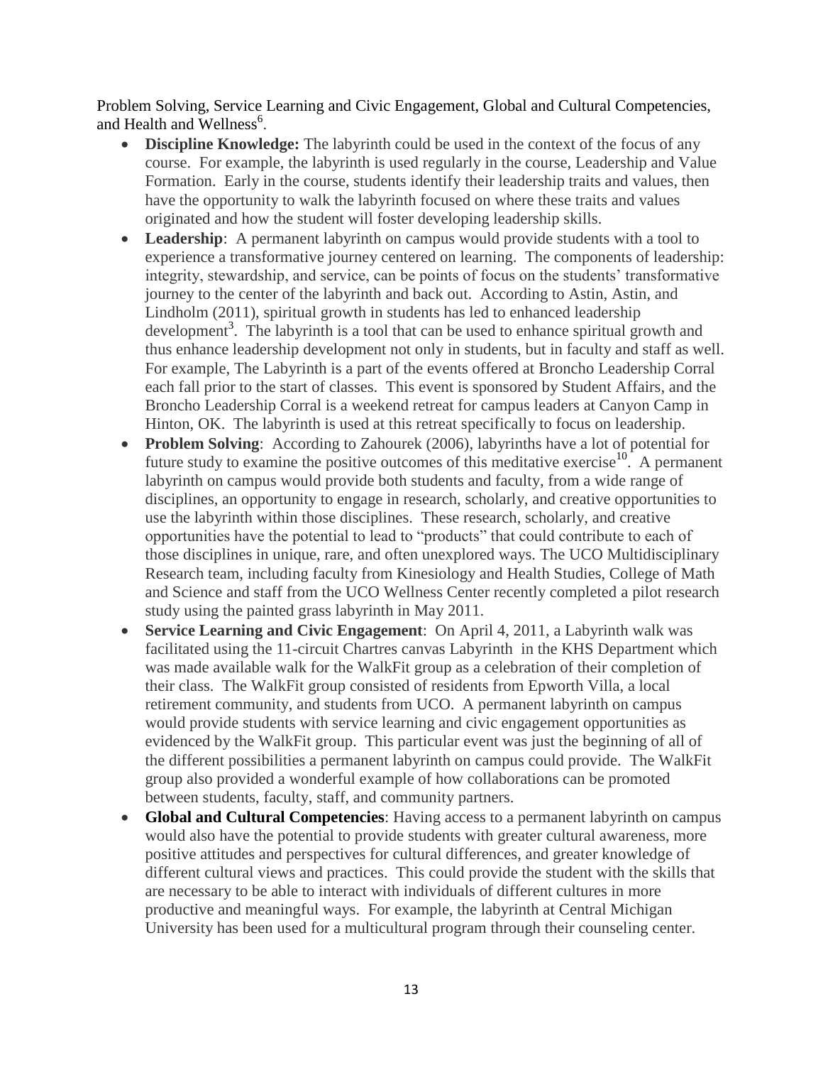Problem Solving, Service Learning and Civic Engagement, Global and Cultural Competencies, and Health and Wellness[6].

- **Discipline Knowledge:** The labyrinth could be used in the context of the focus of any course. For example, the labyrinth is used regularly in the course, Leadership and Value Formation. Early in the course, students identify their leadership traits and values, then have the opportunity to walk the labyrinth focused on where these traits and values originated and how the student will foster developing leadership skills.
- **Leadership**: A permanent labyrinth on campus would provide students with a tool to experience a transformative journey centered on learning. The components of leadership: integrity, stewardship, and service, can be points of focus on the students' transformative journey to the center of the labyrinth and back out. According to Astin, Astin, and Lindholm (2011), spiritual growth in students has led to enhanced leadership development[3]. The labyrinth is a tool that can be used to enhance spiritual growth and thus enhance leadership development not only in students, but in faculty and staff as well. For example, The Labyrinth is a part of the events offered at Broncho Leadership Corral each fall prior to the start of classes. This event is sponsored by Student Affairs, and the Broncho Leadership Corral is a weekend retreat for campus leaders at Canyon Camp in Hinton, OK. The labyrinth is used at this retreat specifically to focus on leadership.
- **Problem Solving**: According to Zahourek (2006), labyrinths have a lot of potential for future study to examine the positive outcomes of this meditative exercise[10]. A permanent labyrinth on campus would provide both students and faculty, from a wide range of disciplines, an opportunity to engage in research, scholarly, and creative opportunities to use the labyrinth within those disciplines. These research, scholarly, and creative opportunities have the potential to lead to "products" that could contribute to each of those disciplines in unique, rare, and often unexplored ways. The UCO Multidisciplinary Research team, including faculty from Kinesiology and Health Studies, College of Math and Science and staff from the UCO Wellness Center recently completed a pilot research study using the painted grass labyrinth in May 2011.
- **Service Learning and Civic Engagement**: On April 4, 2011, a Labyrinth walk was facilitated using the 11-circuit Chartres canvas Labyrinth in the KHS Department which was made available walk for the WalkFit group as a celebration of their completion of their class. The WalkFit group consisted of residents from Epworth Villa, a local retirement community, and students from UCO. A permanent labyrinth on campus would provide students with service learning and civic engagement opportunities as evidenced by the WalkFit group. This particular event was just the beginning of all of the different possibilities a permanent labyrinth on campus could provide. The WalkFit group also provided a wonderful example of how collaborations can be promoted between students, faculty, staff, and community partners.
- **Global and Cultural Competencies**: Having access to a permanent labyrinth on campus would also have the potential to provide students with greater cultural awareness, more positive attitudes and perspectives for cultural differences, and greater knowledge of different cultural views and practices. This could provide the student with the skills that are necessary to be able to interact with individuals of different cultures in more productive and meaningful ways. For example, the labyrinth at Central Michigan University has been used for a multicultural program through their counseling center.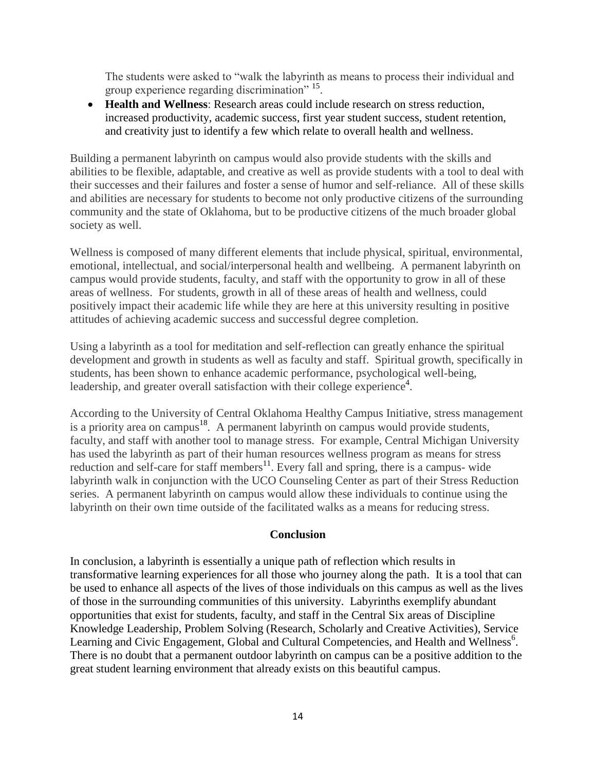The students were asked to "walk the labyrinth as means to process their individual and group experience regarding discrimination" [15].

- **Health and Wellness**: Research areas could include research on stress reduction, increased productivity, academic success, first year student success, student retention, and creativity just to identify a few which relate to overall health and wellness.

Building a permanent labyrinth on campus would also provide students with the skills and abilities to be flexible, adaptable, and creative as well as provide students with a tool to deal with their successes and their failures and foster a sense of humor and self-reliance. All of these skills and abilities are necessary for students to become not only productive citizens of the surrounding community and the state of Oklahoma, but to be productive citizens of the much broader global society as well.

Wellness is composed of many different elements that include physical, spiritual, environmental, emotional, intellectual, and social/interpersonal health and wellbeing. A permanent labyrinth on campus would provide students, faculty, and staff with the opportunity to grow in all of these areas of wellness. For students, growth in all of these areas of health and wellness, could positively impact their academic life while they are here at this university resulting in positive attitudes of achieving academic success and successful degree completion.

Using a labyrinth as a tool for meditation and self-reflection can greatly enhance the spiritual development and growth in students as well as faculty and staff. Spiritual growth, specifically in students, has been shown to enhance academic performance, psychological well-being, leadership, and greater overall satisfaction with their college experience[4].

According to the University of Central Oklahoma Healthy Campus Initiative, stress management is a priority area on campus[18]. A permanent labyrinth on campus would provide students, faculty, and staff with another tool to manage stress. For example, Central Michigan University has used the labyrinth as part of their human resources wellness program as means for stress reduction and self-care for staff members[11]. Every fall and spring, there is a campus- wide labyrinth walk in conjunction with the UCO Counseling Center as part of their Stress Reduction series. A permanent labyrinth on campus would allow these individuals to continue using the labyrinth on their own time outside of the facilitated walks as a means for reducing stress.

## Conclusion

In conclusion, a labyrinth is essentially a unique path of reflection which results in transformative learning experiences for all those who journey along the path. It is a tool that can be used to enhance all aspects of the lives of those individuals on this campus as well as the lives of those in the surrounding communities of this university. Labyrinths exemplify abundant opportunities that exist for students, faculty, and staff in the Central Six areas of Discipline Knowledge Leadership, Problem Solving (Research, Scholarly and Creative Activities), Service Learning and Civic Engagement, Global and Cultural Competencies, and Health and Wellness[6]. There is no doubt that a permanent outdoor labyrinth on campus can be a positive addition to the great student learning environment that already exists on this beautiful campus.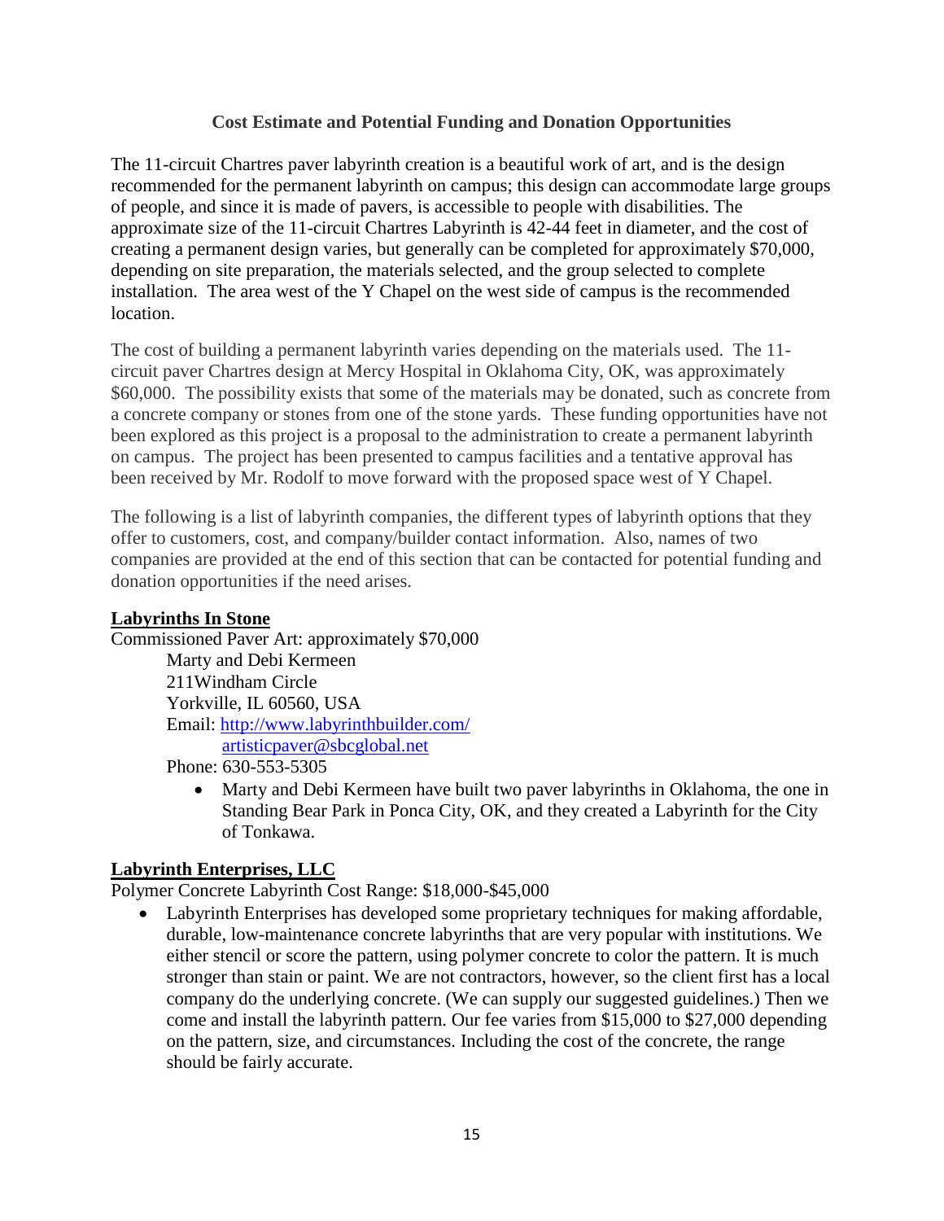## Cost Estimate and Potential Funding and Donation Opportunities

The 11-circuit Chartres paver labyrinth creation is a beautiful work of art, and is the design recommended for the permanent labyrinth on campus; this design can accommodate large groups of people, and since it is made of pavers, is accessible to people with disabilities. The approximate size of the 11-circuit Chartres Labyrinth is 42-44 feet in diameter, and the cost of creating a permanent design varies, but generally can be completed for approximately $70,000, depending on site preparation, the materials selected, and the group selected to complete installation. The area west of the Y Chapel on the west side of campus is the recommended location.

The cost of building a permanent labyrinth varies depending on the materials used. The 11-circuit paver Chartres design at Mercy Hospital in Oklahoma City, OK, was approximately $60,000. The possibility exists that some of the materials may be donated, such as concrete from a concrete company or stones from one of the stone yards. These funding opportunities have not been explored as this project is a proposal to the administration to create a permanent labyrinth on campus. The project has been presented to campus facilities and a tentative approval has been received by Mr. Rodolf to move forward with the proposed space west of Y Chapel.

The following is a list of labyrinth companies, the different types of labyrinth options that they offer to customers, cost, and company/builder contact information. Also, names of two companies are provided at the end of this section that can be contacted for potential funding and donation opportunities if the need arises.

**Labyrinths In Stone**

Commissioned Paver Art: approximately $70,000

Marty and Debi Kermeen
211Windham Circle
Yorkville, IL 60560, USA
Email: http://www.labyrinthbuilder.com/
artisticpaver@sbcglobal.net
Phone: 630-553-5305

- Marty and Debi Kermeen have built two paver labyrinths in Oklahoma, the one in Standing Bear Park in Ponca City, OK, and they created a Labyrinth for the City of Tonkawa.

**Labyrinth Enterprises, LLC**

Polymer Concrete Labyrinth Cost Range: $18,000-$45,000

- Labyrinth Enterprises has developed some proprietary techniques for making affordable, durable, low-maintenance concrete labyrinths that are very popular with institutions. We either stencil or score the pattern, using polymer concrete to color the pattern. It is much stronger than stain or paint. We are not contractors, however, so the client first has a local company do the underlying concrete. (We can supply our suggested guidelines.) Then we come and install the labyrinth pattern. Our fee varies from $15,000 to $27,000 depending on the pattern, size, and circumstances. Including the cost of the concrete, the range should be fairly accurate.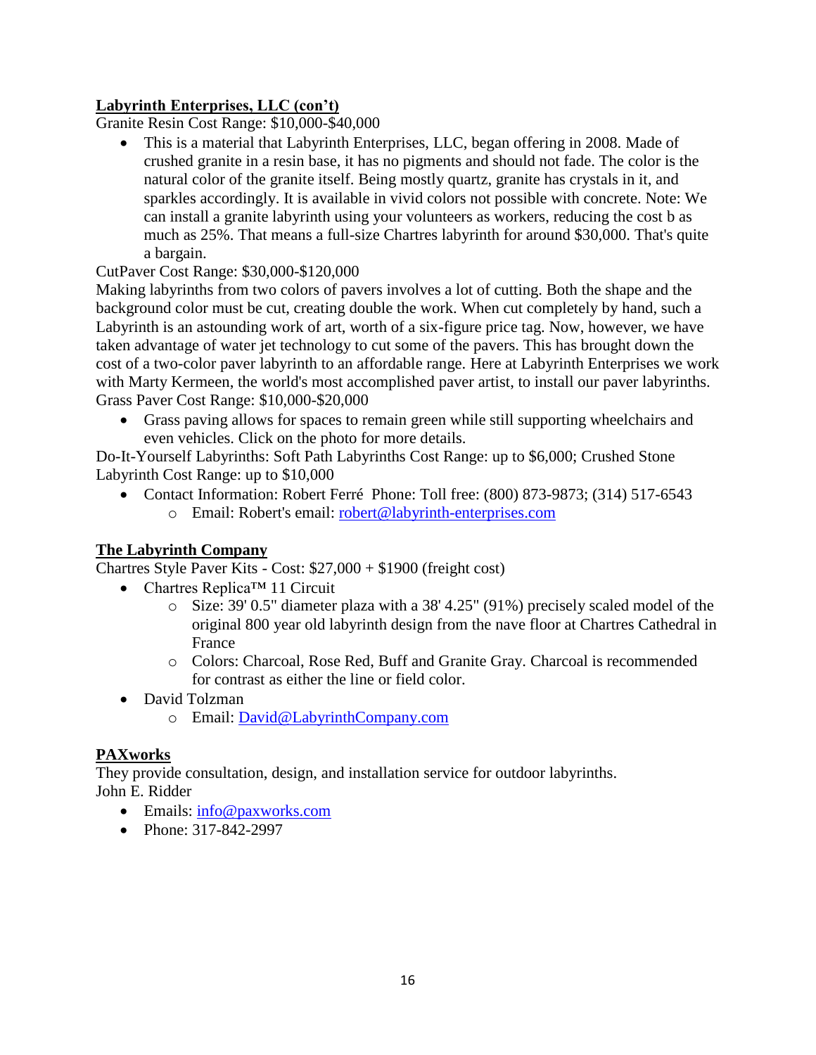**Labyrinth Enterprises, LLC (con't)**

Granite Resin Cost Range: $10,000-$40,000

- This is a material that Labyrinth Enterprises, LLC, began offering in 2008. Made of crushed granite in a resin base, it has no pigments and should not fade. The color is the natural color of the granite itself. Being mostly quartz, granite has crystals in it, and sparkles accordingly. It is available in vivid colors not possible with concrete. Note: We can install a granite labyrinth using your volunteers as workers, reducing the cost b as much as 25%. That means a full-size Chartres labyrinth for around $30,000. That's quite a bargain.

CutPaver Cost Range: $30,000-$120,000

Making labyrinths from two colors of pavers involves a lot of cutting. Both the shape and the background color must be cut, creating double the work. When cut completely by hand, such a Labyrinth is an astounding work of art, worth of a six-figure price tag. Now, however, we have taken advantage of water jet technology to cut some of the pavers. This has brought down the cost of a two-color paver labyrinth to an affordable range. Here at Labyrinth Enterprises we work with Marty Kermeen, the world's most accomplished paver artist, to install our paver labyrinths.

Grass Paver Cost Range: $10,000-$20,000

- Grass paving allows for spaces to remain green while still supporting wheelchairs and even vehicles. Click on the photo for more details.

Do-It-Yourself Labyrinths: Soft Path Labyrinths Cost Range: up to $6,000; Crushed Stone Labyrinth Cost Range: up to $10,000

- Contact Information: Robert Ferré Phone: Toll free: (800) 873-9873; (314) 517-6543
  - Email: Robert's email: robert@labyrinth-enterprises.com

**The Labyrinth Company**

Chartres Style Paver Kits - Cost: $27,000 + $1900 (freight cost)

- Chartres Replica™ 11 Circuit
  - Size: 39' 0.5" diameter plaza with a 38' 4.25" (91%) precisely scaled model of the original 800 year old labyrinth design from the nave floor at Chartres Cathedral in France
  - Colors: Charcoal, Rose Red, Buff and Granite Gray. Charcoal is recommended for contrast as either the line or field color.
- David Tolzman
  - Email: David@LabyrinthCompany.com

**PAXworks**

They provide consultation, design, and installation service for outdoor labyrinths.

John E. Ridder

- Emails: info@paxworks.com
- Phone: 317-842-2997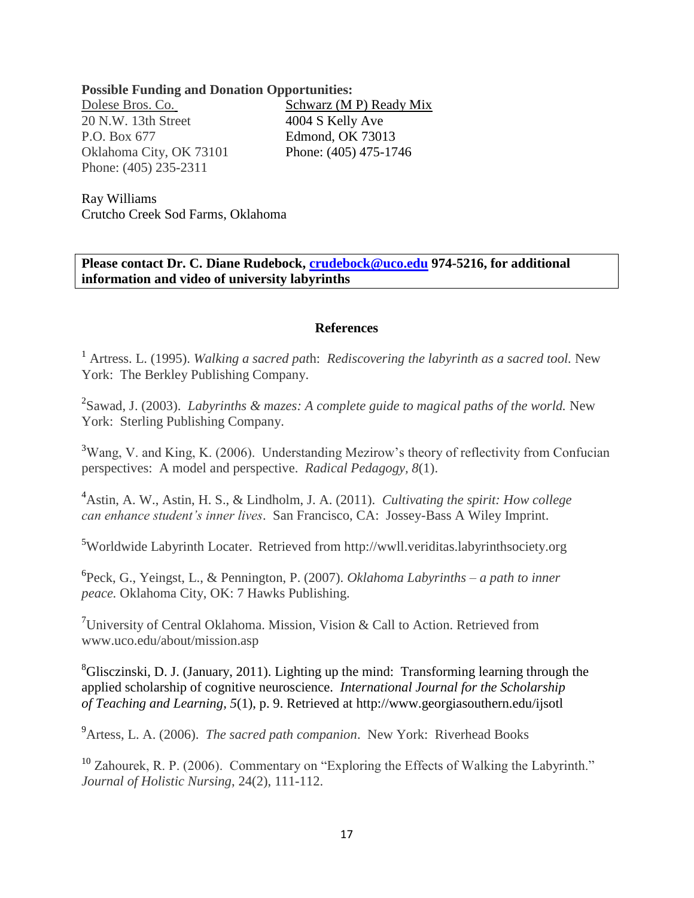**Possible Funding and Donation Opportunities:**

Dolese Bros. Co.
20 N.W. 13th Street
P.O. Box 677
Oklahoma City, OK 73101
Phone: (405) 235-2311

Schwarz (M P) Ready Mix
4004 S Kelly Ave
Edmond, OK 73013
Phone: (405) 475-1746

Ray Williams
Crutcho Creek Sod Farms, Oklahoma

**Please contact Dr. C. Diane Rudebock, crudebock@uco.edu 974-5216, for additional information and video of university labyrinths**

## References

[1] Artress. L. (1995). *Walking a sacred pat*h: *Rediscovering the labyrinth as a sacred tool.* New York: The Berkley Publishing Company.

[2]Sawad, J. (2003). *Labyrinths & mazes: A complete guide to magical paths of the world.* New York: Sterling Publishing Company.

[3]Wang, V. and King, K. (2006). Understanding Mezirow's theory of reflectivity from Confucian perspectives: A model and perspective. *Radical Pedagogy, 8*(1).

[4]Astin, A. W., Astin, H. S., & Lindholm, J. A. (2011). *Cultivating the spirit: How college can enhance student's inner lives*. San Francisco, CA: Jossey-Bass A Wiley Imprint.

[5]Worldwide Labyrinth Locater. Retrieved from http://wwll.veriditas.labyrinthsociety.org

[6]Peck, G., Yeingst, L., & Pennington, P. (2007). *Oklahoma Labyrinths – a path to inner peace.* Oklahoma City, OK: 7 Hawks Publishing.

[7]University of Central Oklahoma. Mission, Vision & Call to Action. Retrieved from www.uco.edu/about/mission.asp

[8]Glisczinski, D. J. (January, 2011). Lighting up the mind: Transforming learning through the applied scholarship of cognitive neuroscience. *International Journal for the Scholarship of Teaching and Learning, 5*(1), p. 9. Retrieved at http://www.georgiasouthern.edu/ijsotl

[9]Artess, L. A. (2006). *The sacred path companion*. New York: Riverhead Books

[10] Zahourek, R. P. (2006). Commentary on "Exploring the Effects of Walking the Labyrinth." *Journal of Holistic Nursing*, 24(2), 111-112.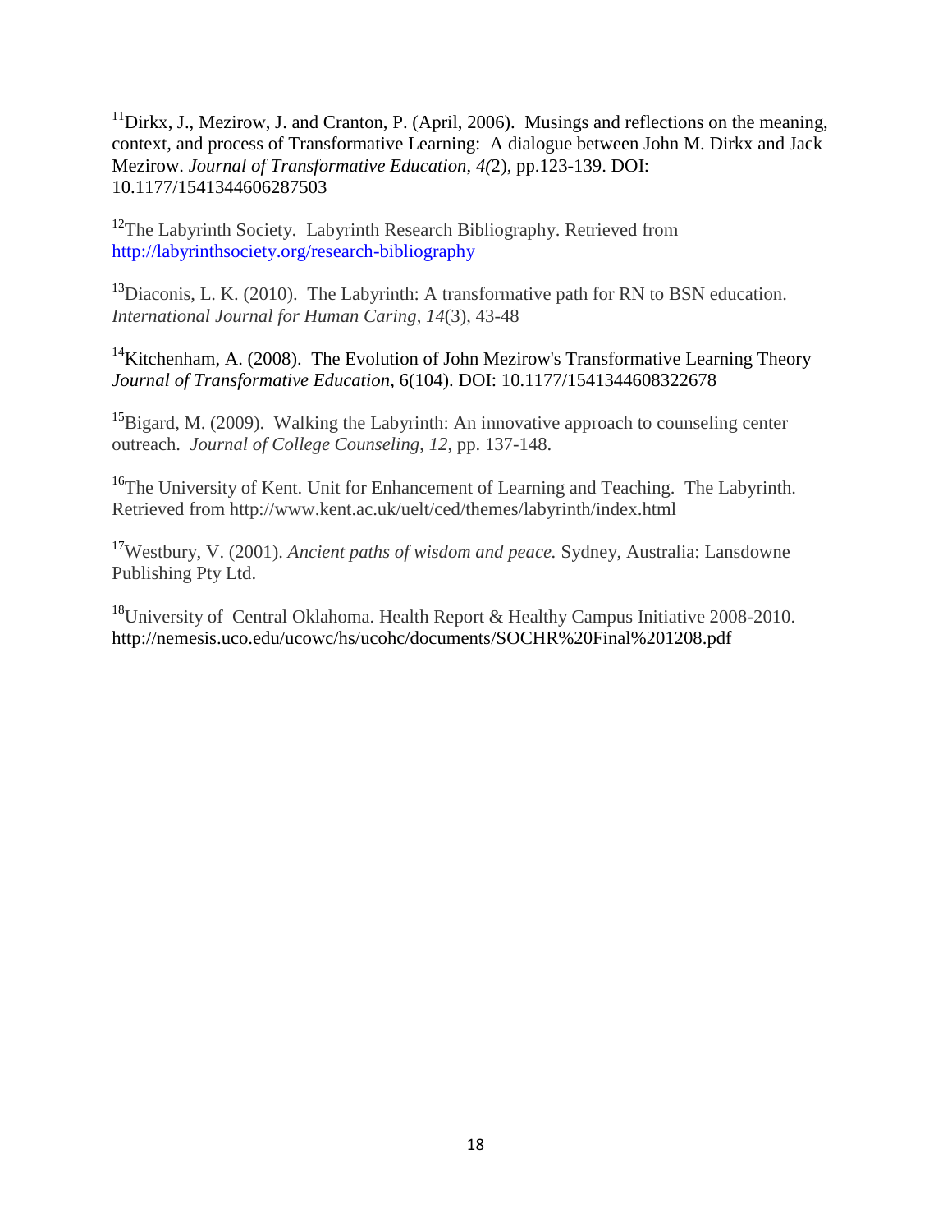[11]Dirkx, J., Mezirow, J. and Cranton, P. (April, 2006). Musings and reflections on the meaning, context, and process of Transformative Learning: A dialogue between John M. Dirkx and Jack Mezirow. *Journal of Transformative Education*, *4(*2), pp.123-139. DOI: 10.1177/1541344606287503

[12]The Labyrinth Society. Labyrinth Research Bibliography. Retrieved from http://labyrinthsociety.org/research-bibliography

[13]Diaconis, L. K. (2010). The Labyrinth: A transformative path for RN to BSN education. *International Journal for Human Caring*, *14*(3), 43-48

[14]Kitchenham, A. (2008). The Evolution of John Mezirow's Transformative Learning Theory *Journal of Transformative Education*, 6(104). DOI: 10.1177/1541344608322678

[15]Bigard, M. (2009). Walking the Labyrinth: An innovative approach to counseling center outreach. *Journal of College Counseling*, *12*, pp. 137-148.

[16]The University of Kent. Unit for Enhancement of Learning and Teaching. The Labyrinth. Retrieved from http://www.kent.ac.uk/uelt/ced/themes/labyrinth/index.html

[17]Westbury, V. (2001). *Ancient paths of wisdom and peace.* Sydney, Australia: Lansdowne Publishing Pty Ltd.

[18]University of Central Oklahoma. Health Report & Healthy Campus Initiative 2008-2010. http://nemesis.uco.edu/ucowc/hs/ucohc/documents/SOCHR%20Final%201208.pdf